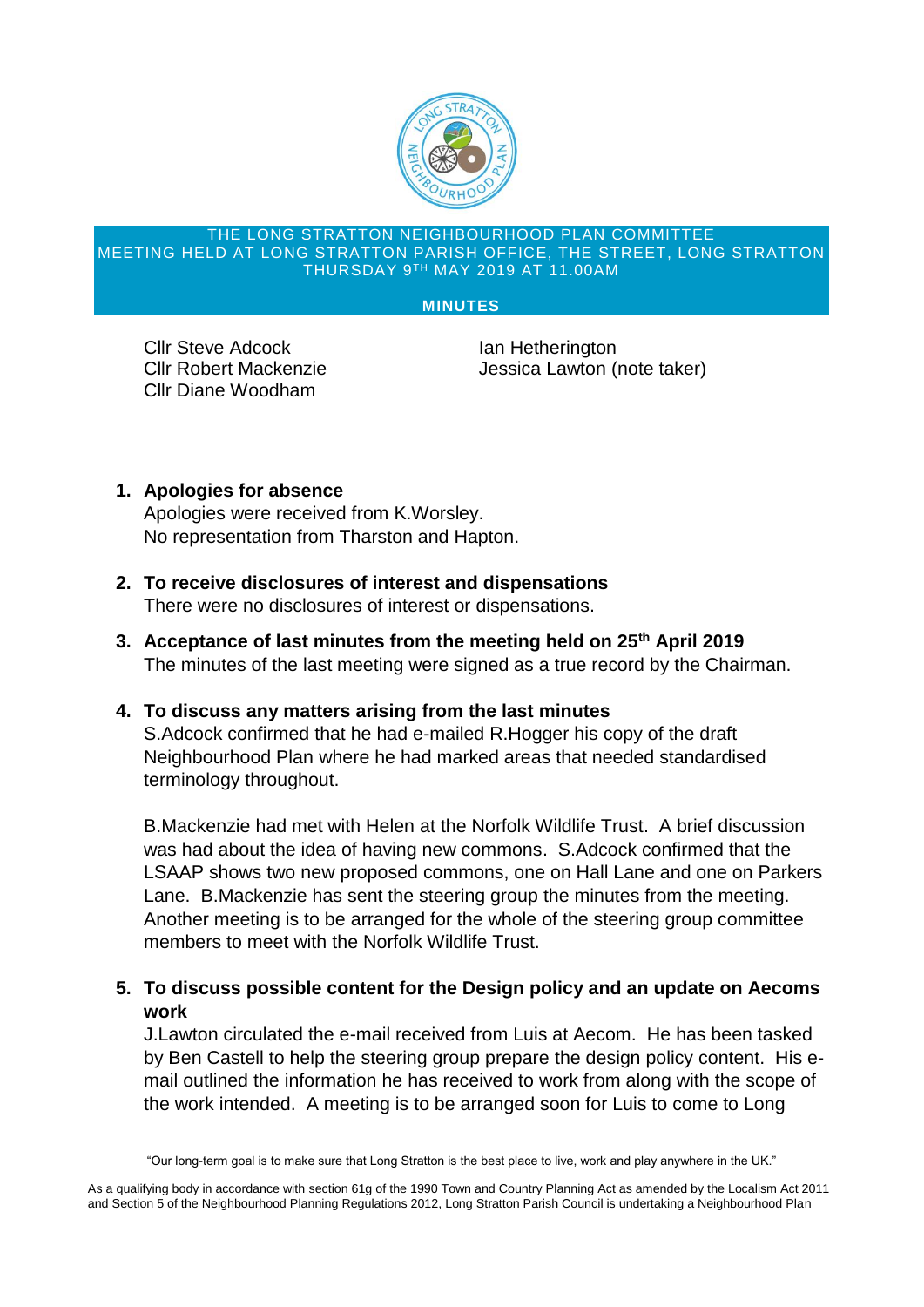THE LONG STRATTON NEIGHBOURHOOD PLAN COMMITTEE
MEETING HELD AT LONG STRATTON PARISH OFFICE, THE STREET, LONG STRATTON
THURSDAY 9TH MAY 2019 AT 11.00AM

**MINUTES**

Cllr Steve Adcock
Cllr Robert Mackenzie
Cllr Diane Woodham
Ian Hetherington
Jessica Lawton (note taker)

1. **Apologies for absence**
   Apologies were received from K.Worsley.
   No representation from Tharston and Hapton.

2. **To receive disclosures of interest and dispensations**
   There were no disclosures of interest or dispensations.

3. **Acceptance of last minutes from the meeting held on 25th April 2019**
   The minutes of the last meeting were signed as a true record by the Chairman.

4. **To discuss any matters arising from the last minutes**
   S.Adcock confirmed that he had e-mailed R.Hogger his copy of the draft Neighbourhood Plan where he had marked areas that needed standardised terminology throughout.

   B.Mackenzie had met with Helen at the Norfolk Wildlife Trust. A brief discussion was had about the idea of having new commons. S.Adcock confirmed that the LSAAP shows two new proposed commons, one on Hall Lane and one on Parkers Lane. B.Mackenzie has sent the steering group the minutes from the meeting. Another meeting is to be arranged for the whole of the steering group committee members to meet with the Norfolk Wildlife Trust.

5. **To discuss possible content for the Design policy and an update on Aecoms work**
   J.Lawton circulated the e-mail received from Luis at Aecom. He has been tasked by Ben Castell to help the steering group prepare the design policy content. His e-mail outlined the information he has received to work from along with the scope of the work intended. A meeting is to be arranged soon for Luis to come to Long

"Our long-term goal is to make sure that Long Stratton is the best place to live, work and play anywhere in the UK."

As a qualifying body in accordance with section 61g of the 1990 Town and Country Planning Act as amended by the Localism Act 2011 and Section 5 of the Neighbourhood Planning Regulations 2012, Long Stratton Parish Council is undertaking a Neighbourhood Plan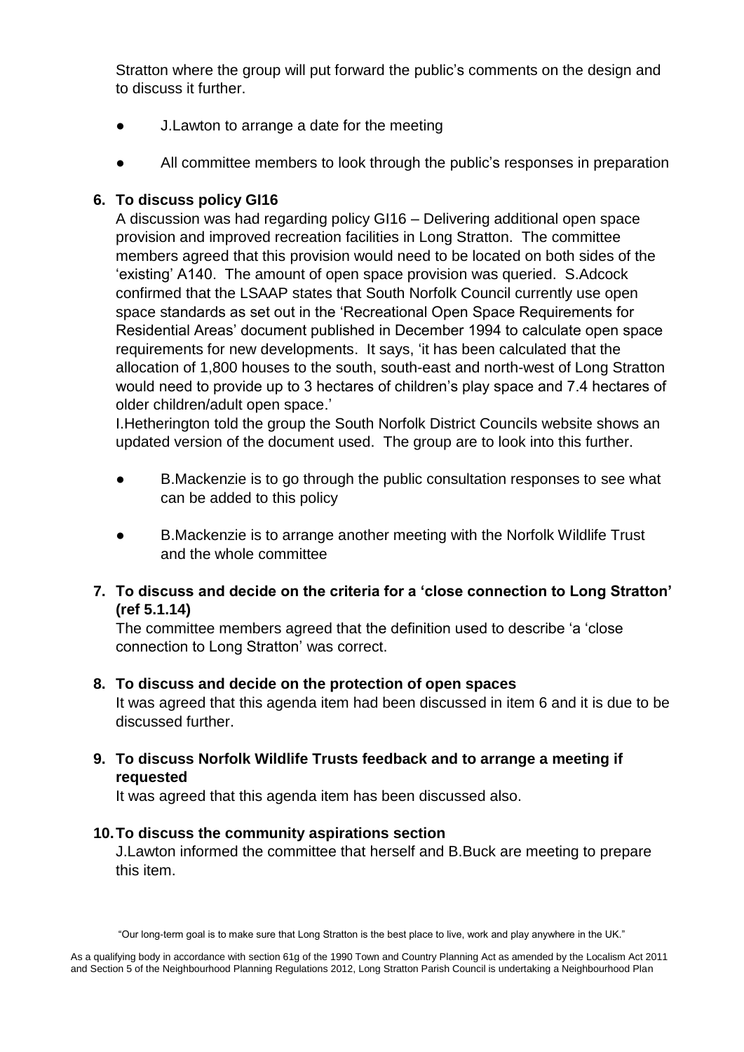Stratton where the group will put forward the public's comments on the design and to discuss it further.

- J.Lawton to arrange a date for the meeting
- All committee members to look through the public's responses in preparation

**6. To discuss policy GI16**

A discussion was had regarding policy GI16 – Delivering additional open space provision and improved recreation facilities in Long Stratton. The committee members agreed that this provision would need to be located on both sides of the 'existing' A140. The amount of open space provision was queried. S.Adcock confirmed that the LSAAP states that South Norfolk Council currently use open space standards as set out in the 'Recreational Open Space Requirements for Residential Areas' document published in December 1994 to calculate open space requirements for new developments. It says, 'it has been calculated that the allocation of 1,800 houses to the south, south-east and north-west of Long Stratton would need to provide up to 3 hectares of children's play space and 7.4 hectares of older children/adult open space.'

I.Hetherington told the group the South Norfolk District Councils website shows an updated version of the document used. The group are to look into this further.

- B.Mackenzie is to go through the public consultation responses to see what can be added to this policy
- B.Mackenzie is to arrange another meeting with the Norfolk Wildlife Trust and the whole committee

**7. To discuss and decide on the criteria for a 'close connection to Long Stratton' (ref 5.1.14)**

The committee members agreed that the definition used to describe 'a 'close connection to Long Stratton' was correct.

**8. To discuss and decide on the protection of open spaces**

It was agreed that this agenda item had been discussed in item 6 and it is due to be discussed further.

**9. To discuss Norfolk Wildlife Trusts feedback and to arrange a meeting if requested**

It was agreed that this agenda item has been discussed also.

**10. To discuss the community aspirations section**

J.Lawton informed the committee that herself and B.Buck are meeting to prepare this item.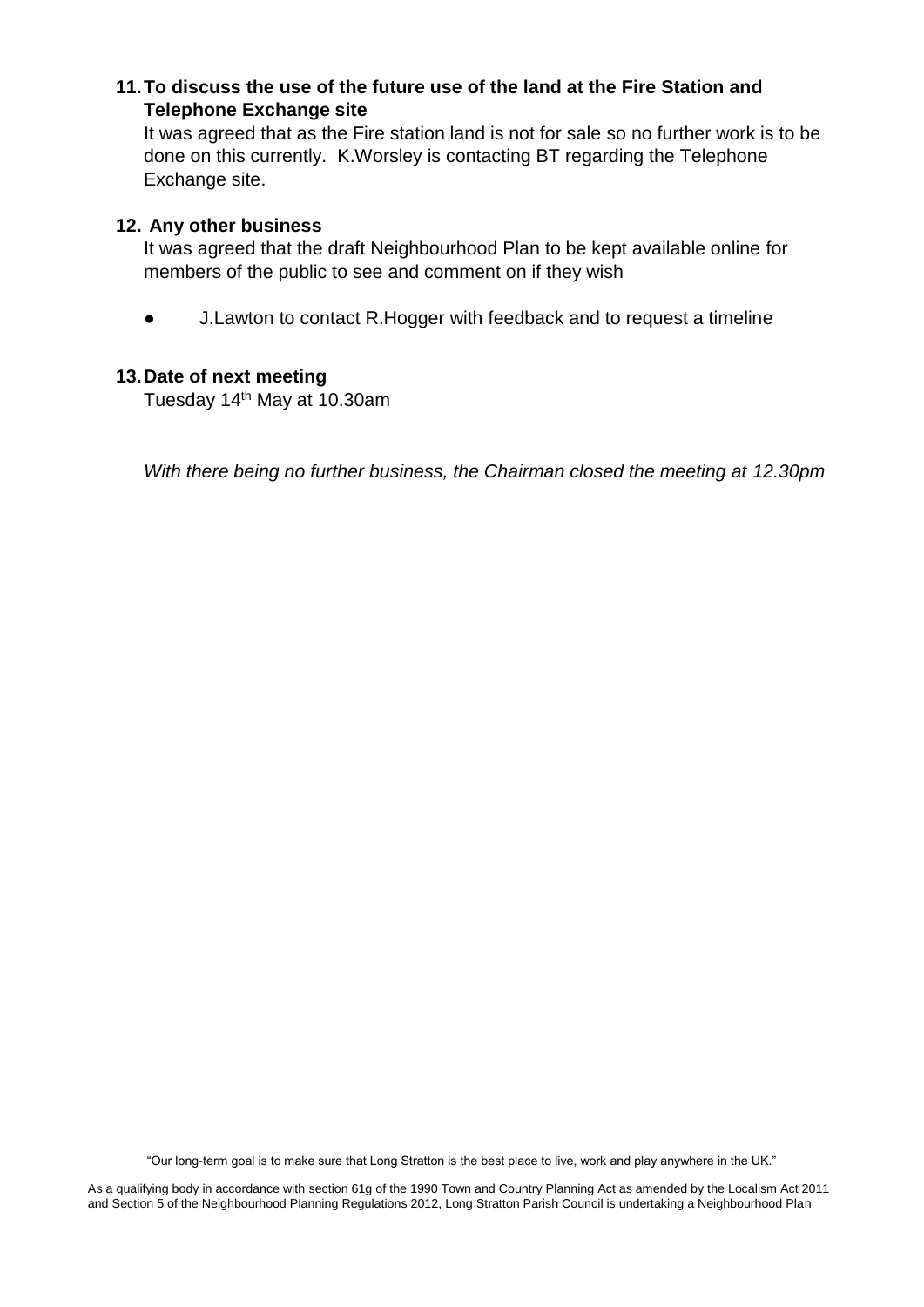**11. To discuss the use of the future use of the land at the Fire Station and Telephone Exchange site**

It was agreed that as the Fire station land is not for sale so no further work is to be done on this currently. K.Worsley is contacting BT regarding the Telephone Exchange site.

**12. Any other business**

It was agreed that the draft Neighbourhood Plan to be kept available online for members of the public to see and comment on if they wish

- J.Lawton to contact R.Hogger with feedback and to request a timeline

**13. Date of next meeting**

Tuesday 14th May at 10.30am

*With there being no further business, the Chairman closed the meeting at 12.30pm*

"Our long-term goal is to make sure that Long Stratton is the best place to live, work and play anywhere in the UK."

As a qualifying body in accordance with section 61g of the 1990 Town and Country Planning Act as amended by the Localism Act 2011 and Section 5 of the Neighbourhood Planning Regulations 2012, Long Stratton Parish Council is undertaking a Neighbourhood Plan